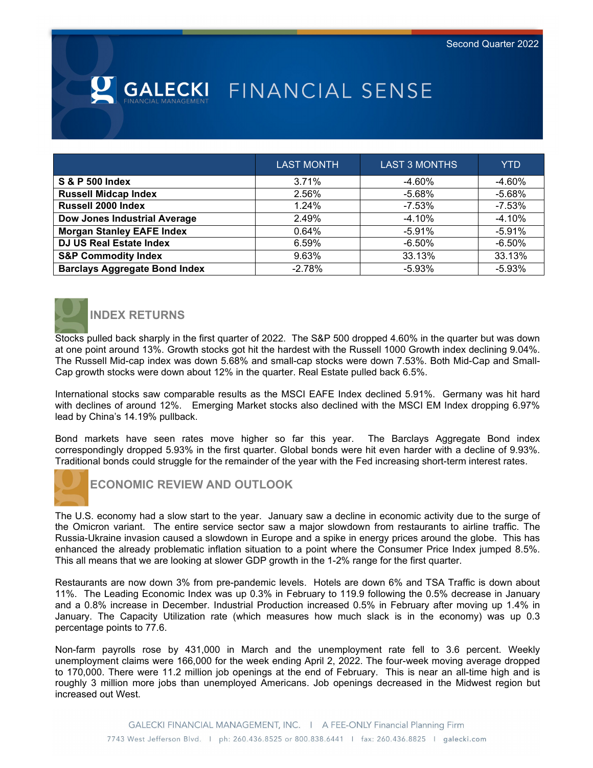Second Quarter 2022

# GALECKI FINANCIAL SENSE

|  | LAST MONTH | LAST 3 MONTHS | YTD |
|---|---|---|---|
| **S & P 500 Index** | 3.71% | -4.60% | -4.60% |
| **Russell Midcap Index** | 2.56% | -5.68% | -5.68% |
| **Russell 2000 Index** | 1.24% | -7.53% | -7.53% |
| **Dow Jones Industrial Average** | 2.49% | -4.10% | -4.10% |
| **Morgan Stanley EAFE Index** | 0.64% | -5.91% | -5.91% |
| **DJ US Real Estate Index** | 6.59% | -6.50% | -6.50% |
| **S&P Commodity Index** | 9.63% | 33.13% | 33.13% |
| **Barclays Aggregate Bond Index** | -2.78% | -5.93% | -5.93% |

## INDEX RETURNS

Stocks pulled back sharply in the first quarter of 2022. The S&P 500 dropped 4.60% in the quarter but was down at one point around 13%. Growth stocks got hit the hardest with the Russell 1000 Growth index declining 9.04%. The Russell Mid-cap index was down 5.68% and small-cap stocks were down 7.53%. Both Mid-Cap and Small-Cap growth stocks were down about 12% in the quarter. Real Estate pulled back 6.5%.

International stocks saw comparable results as the MSCI EAFE Index declined 5.91%. Germany was hit hard with declines of around 12%. Emerging Market stocks also declined with the MSCI EM Index dropping 6.97% lead by China's 14.19% pullback.

Bond markets have seen rates move higher so far this year. The Barclays Aggregate Bond index correspondingly dropped 5.93% in the first quarter. Global bonds were hit even harder with a decline of 9.93%. Traditional bonds could struggle for the remainder of the year with the Fed increasing short-term interest rates.

## ECONOMIC REVIEW AND OUTLOOK

The U.S. economy had a slow start to the year. January saw a decline in economic activity due to the surge of the Omicron variant. The entire service sector saw a major slowdown from restaurants to airline traffic. The Russia-Ukraine invasion caused a slowdown in Europe and a spike in energy prices around the globe. This has enhanced the already problematic inflation situation to a point where the Consumer Price Index jumped 8.5%. This all means that we are looking at slower GDP growth in the 1-2% range for the first quarter.

Restaurants are now down 3% from pre-pandemic levels. Hotels are down 6% and TSA Traffic is down about 11%. The Leading Economic Index was up 0.3% in February to 119.9 following the 0.5% decrease in January and a 0.8% increase in December. Industrial Production increased 0.5% in February after moving up 1.4% in January. The Capacity Utilization rate (which measures how much slack is in the economy) was up 0.3 percentage points to 77.6.

Non-farm payrolls rose by 431,000 in March and the unemployment rate fell to 3.6 percent. Weekly unemployment claims were 166,000 for the week ending April 2, 2022. The four-week moving average dropped to 170,000. There were 11.2 million job openings at the end of February. This is near an all-time high and is roughly 3 million more jobs than unemployed Americans. Job openings decreased in the Midwest region but increased out West.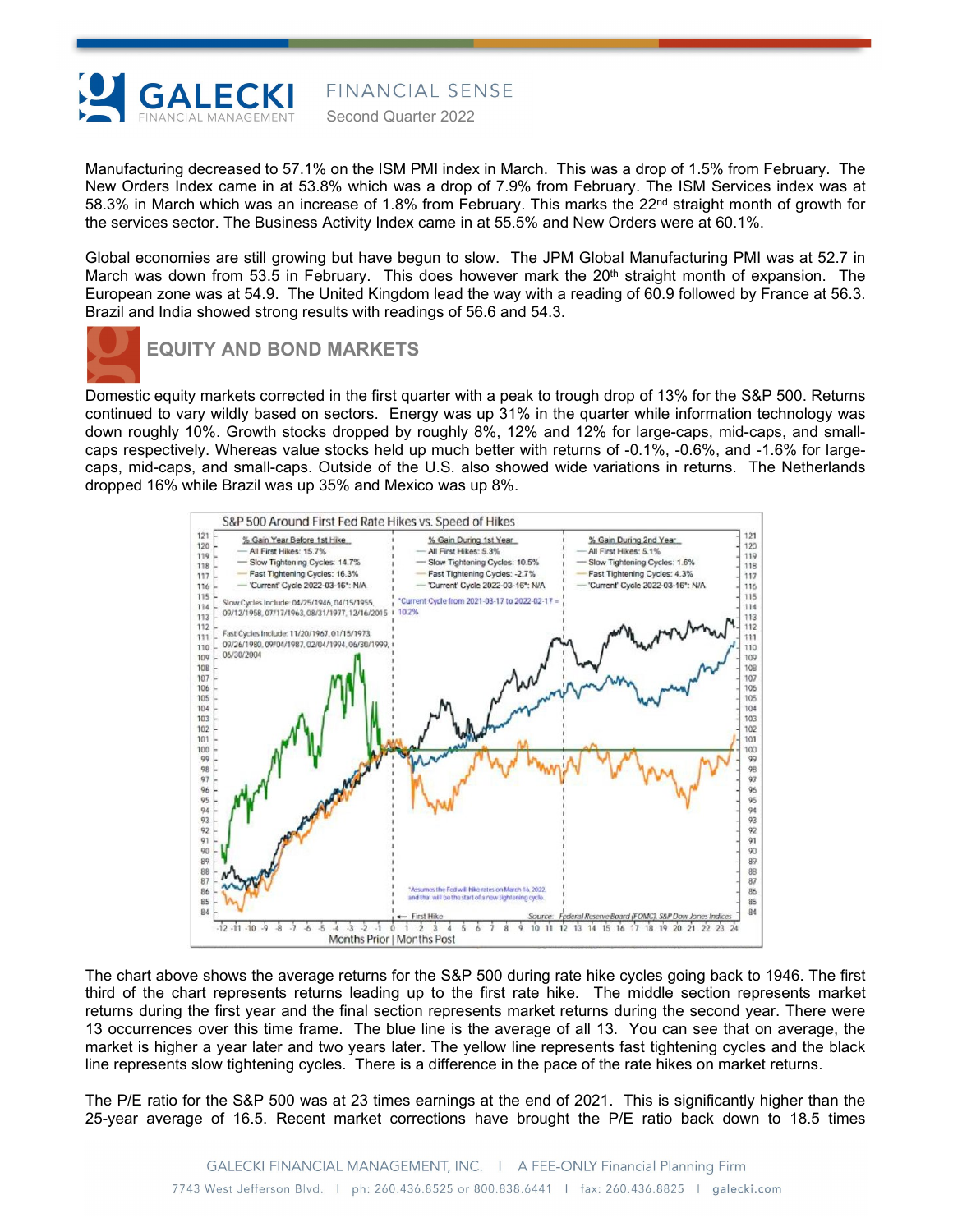Manufacturing decreased to 57.1% on the ISM PMI index in March. This was a drop of 1.5% from February. The New Orders Index came in at 53.8% which was a drop of 7.9% from February. The ISM Services index was at 58.3% in March which was an increase of 1.8% from February. This marks the 22nd straight month of growth for the services sector. The Business Activity Index came in at 55.5% and New Orders were at 60.1%.

Global economies are still growing but have begun to slow. The JPM Global Manufacturing PMI was at 52.7 in March was down from 53.5 in February. This does however mark the 20th straight month of expansion. The European zone was at 54.9. The United Kingdom lead the way with a reading of 60.9 followed by France at 56.3. Brazil and India showed strong results with readings of 56.6 and 54.3.

## EQUITY AND BOND MARKETS

Domestic equity markets corrected in the first quarter with a peak to trough drop of 13% for the S&P 500. Returns continued to vary wildly based on sectors. Energy was up 31% in the quarter while information technology was down roughly 10%. Growth stocks dropped by roughly 8%, 12% and 12% for large-caps, mid-caps, and small-caps respectively. Whereas value stocks held up much better with returns of -0.1%, -0.6%, and -1.6% for large-caps, mid-caps, and small-caps. Outside of the U.S. also showed wide variations in returns. The Netherlands dropped 16% while Brazil was up 35% and Mexico was up 8%.

The chart above shows the average returns for the S&P 500 during rate hike cycles going back to 1946. The first third of the chart represents returns leading up to the first rate hike. The middle section represents market returns during the first year and the final section represents market returns during the second year. There were 13 occurrences over this time frame. The blue line is the average of all 13. You can see that on average, the market is higher a year later and two years later. The yellow line represents fast tightening cycles and the black line represents slow tightening cycles. There is a difference in the pace of the rate hikes on market returns.

The P/E ratio for the S&P 500 was at 23 times earnings at the end of 2021. This is significantly higher than the 25-year average of 16.5. Recent market corrections have brought the P/E ratio back down to 18.5 times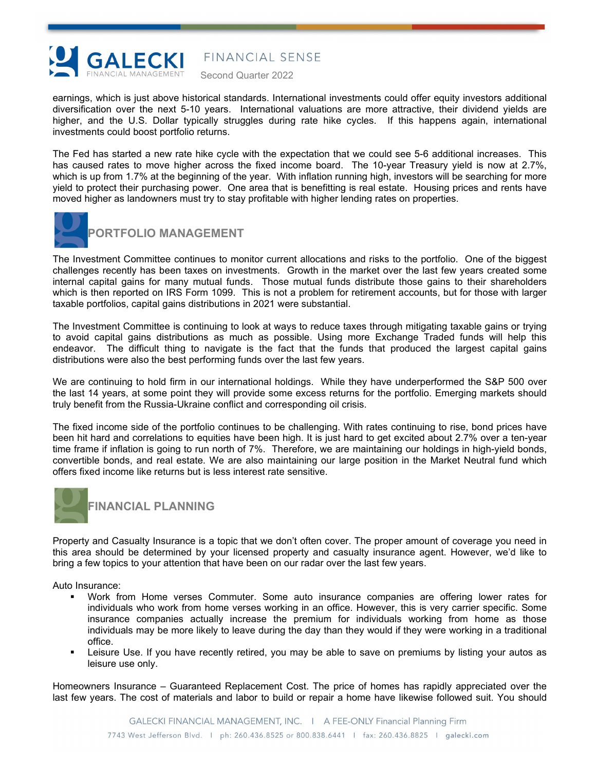earnings, which is just above historical standards. International investments could offer equity investors additional diversification over the next 5-10 years. International valuations are more attractive, their dividend yields are higher, and the U.S. Dollar typically struggles during rate hike cycles. If this happens again, international investments could boost portfolio returns.

The Fed has started a new rate hike cycle with the expectation that we could see 5-6 additional increases. This has caused rates to move higher across the fixed income board. The 10-year Treasury yield is now at 2.7%, which is up from 1.7% at the beginning of the year. With inflation running high, investors will be searching for more yield to protect their purchasing power. One area that is benefitting is real estate. Housing prices and rents have moved higher as landowners must try to stay profitable with higher lending rates on properties.

## PORTFOLIO MANAGEMENT

The Investment Committee continues to monitor current allocations and risks to the portfolio. One of the biggest challenges recently has been taxes on investments. Growth in the market over the last few years created some internal capital gains for many mutual funds. Those mutual funds distribute those gains to their shareholders which is then reported on IRS Form 1099. This is not a problem for retirement accounts, but for those with larger taxable portfolios, capital gains distributions in 2021 were substantial.

The Investment Committee is continuing to look at ways to reduce taxes through mitigating taxable gains or trying to avoid capital gains distributions as much as possible. Using more Exchange Traded funds will help this endeavor. The difficult thing to navigate is the fact that the funds that produced the largest capital gains distributions were also the best performing funds over the last few years.

We are continuing to hold firm in our international holdings. While they have underperformed the S&P 500 over the last 14 years, at some point they will provide some excess returns for the portfolio. Emerging markets should truly benefit from the Russia-Ukraine conflict and corresponding oil crisis.

The fixed income side of the portfolio continues to be challenging. With rates continuing to rise, bond prices have been hit hard and correlations to equities have been high. It is just hard to get excited about 2.7% over a ten-year time frame if inflation is going to run north of 7%. Therefore, we are maintaining our holdings in high-yield bonds, convertible bonds, and real estate. We are also maintaining our large position in the Market Neutral fund which offers fixed income like returns but is less interest rate sensitive.

## FINANCIAL PLANNING

Property and Casualty Insurance is a topic that we don't often cover. The proper amount of coverage you need in this area should be determined by your licensed property and casualty insurance agent. However, we'd like to bring a few topics to your attention that have been on our radar over the last few years.

Auto Insurance:

- Work from Home verses Commuter. Some auto insurance companies are offering lower rates for individuals who work from home verses working in an office. However, this is very carrier specific. Some insurance companies actually increase the premium for individuals working from home as those individuals may be more likely to leave during the day than they would if they were working in a traditional office.
- Leisure Use. If you have recently retired, you may be able to save on premiums by listing your autos as leisure use only.

Homeowners Insurance – Guaranteed Replacement Cost. The price of homes has rapidly appreciated over the last few years. The cost of materials and labor to build or repair a home have likewise followed suit. You should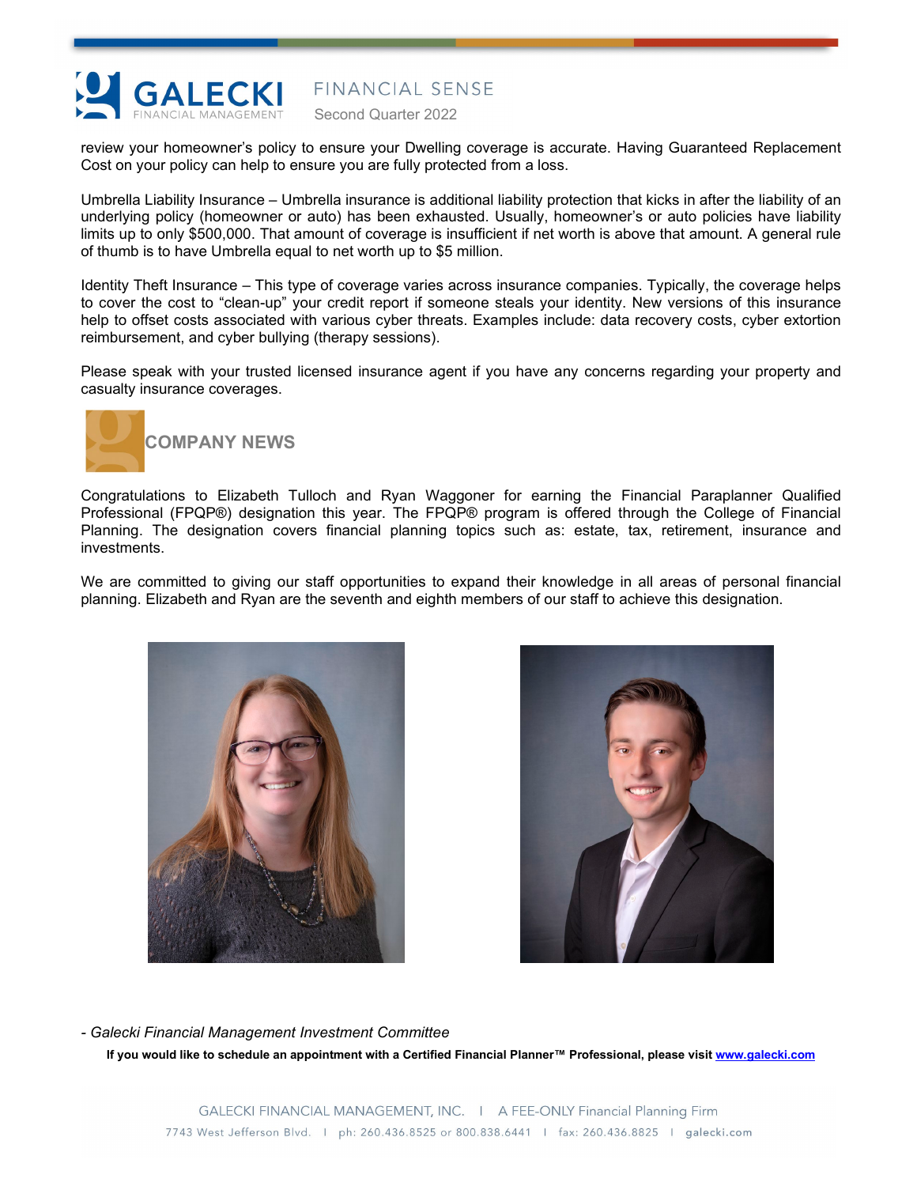review your homeowner's policy to ensure your Dwelling coverage is accurate. Having Guaranteed Replacement Cost on your policy can help to ensure you are fully protected from a loss.

Umbrella Liability Insurance – Umbrella insurance is additional liability protection that kicks in after the liability of an underlying policy (homeowner or auto) has been exhausted. Usually, homeowner's or auto policies have liability limits up to only $500,000. That amount of coverage is insufficient if net worth is above that amount. A general rule of thumb is to have Umbrella equal to net worth up to $5 million.

Identity Theft Insurance – This type of coverage varies across insurance companies. Typically, the coverage helps to cover the cost to "clean-up" your credit report if someone steals your identity. New versions of this insurance help to offset costs associated with various cyber threats. Examples include: data recovery costs, cyber extortion reimbursement, and cyber bullying (therapy sessions).

Please speak with your trusted licensed insurance agent if you have any concerns regarding your property and casualty insurance coverages.

## COMPANY NEWS

Congratulations to Elizabeth Tulloch and Ryan Waggoner for earning the Financial Paraplanner Qualified Professional (FPQP®) designation this year. The FPQP® program is offered through the College of Financial Planning. The designation covers financial planning topics such as: estate, tax, retirement, insurance and investments.

We are committed to giving our staff opportunities to expand their knowledge in all areas of personal financial planning. Elizabeth and Ryan are the seventh and eighth members of our staff to achieve this designation.

*- Galecki Financial Management Investment Committee*

**If you would like to schedule an appointment with a Certified Financial Planner™ Professional, please visit www.galecki.com**

GALECKI FINANCIAL MANAGEMENT, INC. | A FEE-ONLY Financial Planning Firm

7743 West Jefferson Blvd. | ph: 260.436.8525 or 800.838.6441 | fax: 260.436.8825 | galecki.com